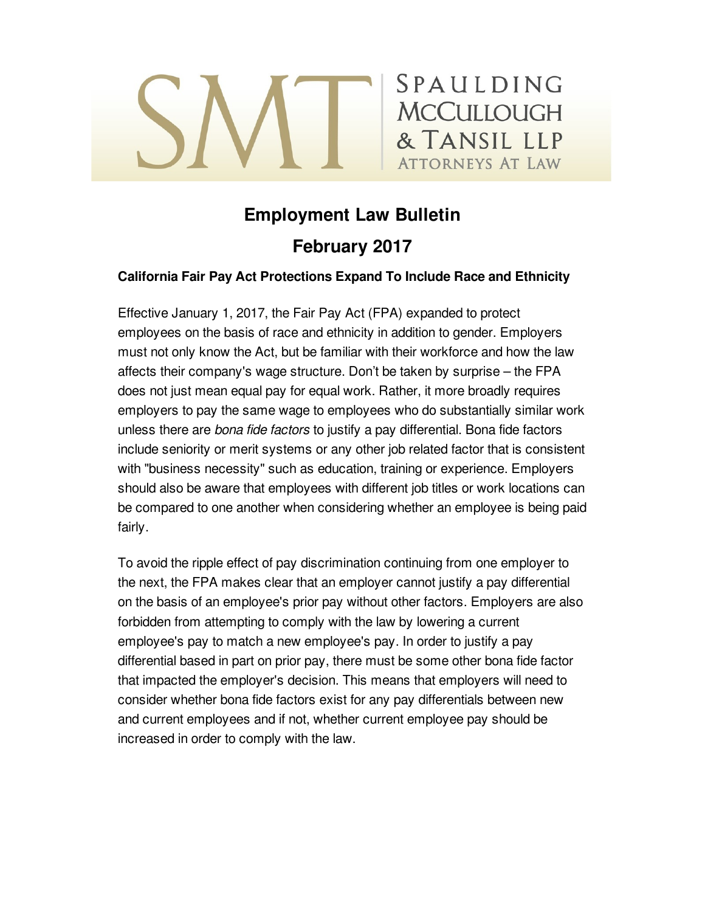SMT | SPAULDING McCULLOUGH & TANSIL LLP
ATTORNEYS AT LAW

# Employment Law Bulletin

# February 2017

### California Fair Pay Act Protections Expand To Include Race and Ethnicity

Effective January 1, 2017, the Fair Pay Act (FPA) expanded to protect employees on the basis of race and ethnicity in addition to gender. Employers must not only know the Act, but be familiar with their workforce and how the law affects their company's wage structure. Don't be taken by surprise – the FPA does not just mean equal pay for equal work. Rather, it more broadly requires employers to pay the same wage to employees who do substantially similar work unless there are *bona fide factors* to justify a pay differential. Bona fide factors include seniority or merit systems or any other job related factor that is consistent with "business necessity" such as education, training or experience. Employers should also be aware that employees with different job titles or work locations can be compared to one another when considering whether an employee is being paid fairly.

To avoid the ripple effect of pay discrimination continuing from one employer to the next, the FPA makes clear that an employer cannot justify a pay differential on the basis of an employee's prior pay without other factors. Employers are also forbidden from attempting to comply with the law by lowering a current employee's pay to match a new employee's pay. In order to justify a pay differential based in part on prior pay, there must be some other bona fide factor that impacted the employer's decision. This means that employers will need to consider whether bona fide factors exist for any pay differentials between new and current employees and if not, whether current employee pay should be increased in order to comply with the law.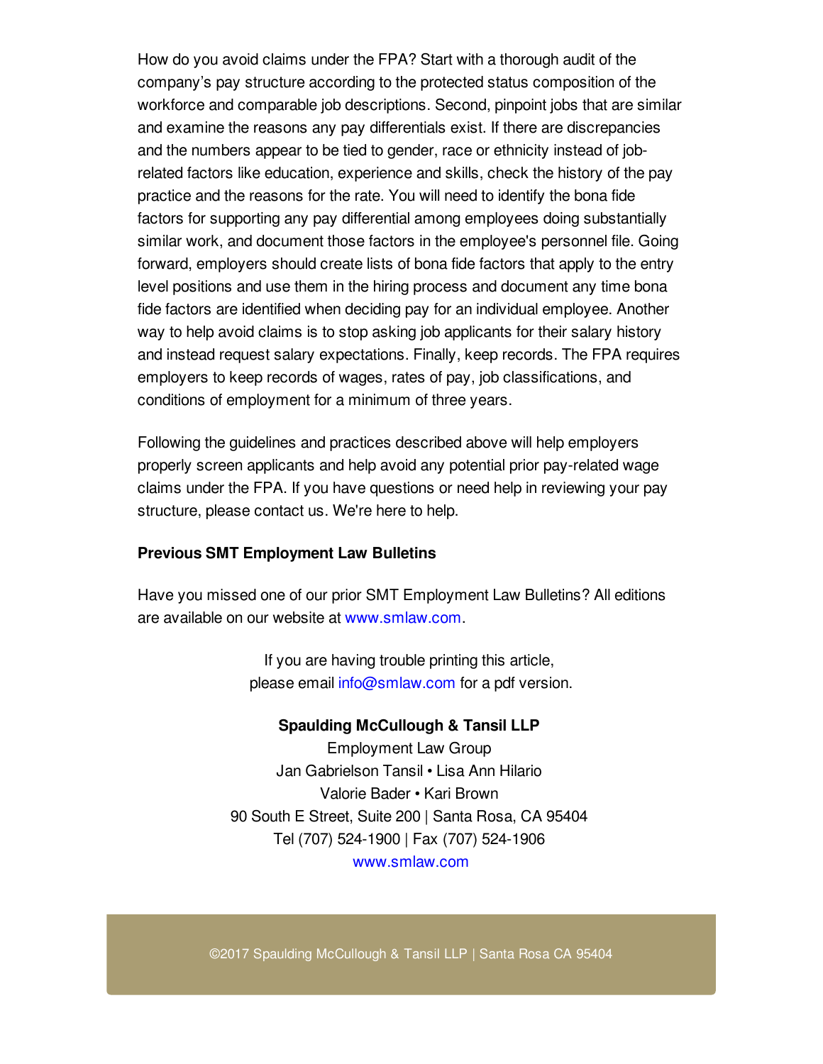How do you avoid claims under the FPA? Start with a thorough audit of the company's pay structure according to the protected status composition of the workforce and comparable job descriptions. Second, pinpoint jobs that are similar and examine the reasons any pay differentials exist. If there are discrepancies and the numbers appear to be tied to gender, race or ethnicity instead of job-related factors like education, experience and skills, check the history of the pay practice and the reasons for the rate. You will need to identify the bona fide factors for supporting any pay differential among employees doing substantially similar work, and document those factors in the employee's personnel file. Going forward, employers should create lists of bona fide factors that apply to the entry level positions and use them in the hiring process and document any time bona fide factors are identified when deciding pay for an individual employee. Another way to help avoid claims is to stop asking job applicants for their salary history and instead request salary expectations. Finally, keep records. The FPA requires employers to keep records of wages, rates of pay, job classifications, and conditions of employment for a minimum of three years.

Following the guidelines and practices described above will help employers properly screen applicants and help avoid any potential prior pay-related wage claims under the FPA. If you have questions or need help in reviewing your pay structure, please contact us. We're here to help.

**Previous SMT Employment Law Bulletins**

Have you missed one of our prior SMT Employment Law Bulletins? All editions are available on our website at www.smlaw.com.

If you are having trouble printing this article,
please email info@smlaw.com for a pdf version.

**Spaulding McCullough & Tansil LLP**
Employment Law Group
Jan Gabrielson Tansil • Lisa Ann Hilario
Valorie Bader • Kari Brown
90 South E Street, Suite 200 | Santa Rosa, CA 95404
Tel (707) 524-1900 | Fax (707) 524-1906
www.smlaw.com

©2017 Spaulding McCullough & Tansil LLP | Santa Rosa CA 95404